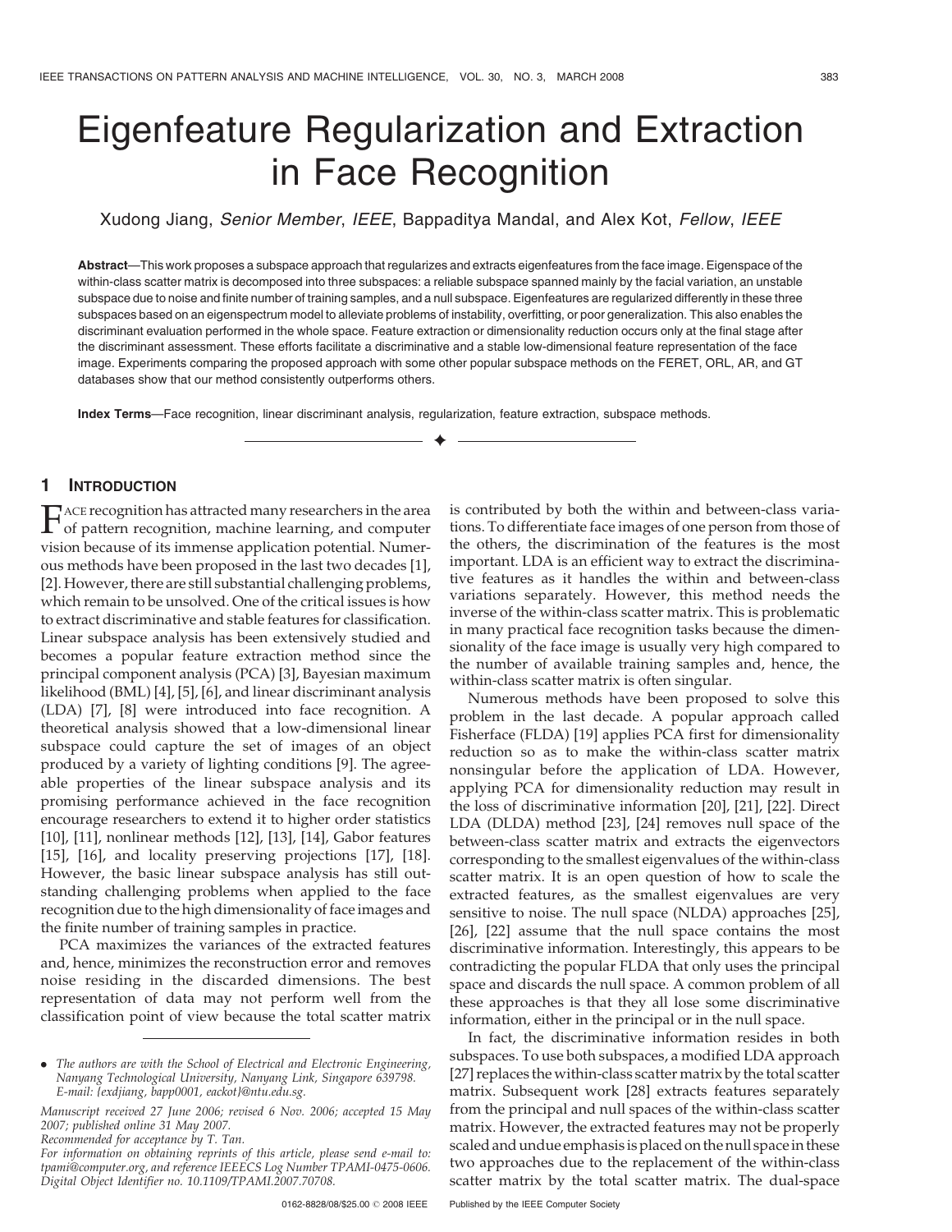# Eigenfeature Regularization and Extraction in Face Recognition

Xudong Jiang, *Senior Member*, *IEEE*, Bappaditya Mandal, and Alex Kot, *Fellow*, *IEEE*

**Abstract**—This work proposes a subspace approach that regularizes and extracts eigenfeatures from the face image. Eigenspace of the within-class scatter matrix is decomposed into three subspaces: a reliable subspace spanned mainly by the facial variation, an unstable subspace due to noise and finite number of training samples, and a null subspace. Eigenfeatures are regularized differently in these three subspaces based on an eigenspectrum model to alleviate problems of instability, overfitting, or poor generalization. This also enables the discriminant evaluation performed in the whole space. Feature extraction or dimensionality reduction occurs only at the final stage after the discriminant assessment. These efforts facilitate a discriminative and a stable low-dimensional feature representation of the face image. Experiments comparing the proposed approach with some other popular subspace methods on the FERET, ORL, AR, and GT databases show that our method consistently outperforms others.

**Index Terms**—Face recognition, linear discriminant analysis, regularization, feature extraction, subspace methods.

## 1 Introduction

Face recognition has attracted many researchers in the area of pattern recognition, machine learning, and computer vision because of its immense application potential. Numerous methods have been proposed in the last two decades [1], [2]. However, there are still substantial challenging problems, which remain to be unsolved. One of the critical issues is how to extract discriminative and stable features for classification. Linear subspace analysis has been extensively studied and becomes a popular feature extraction method since the principal component analysis (PCA) [3], Bayesian maximum likelihood (BML) [4], [5], [6], and linear discriminant analysis (LDA) [7], [8] were introduced into face recognition. A theoretical analysis showed that a low-dimensional linear subspace could capture the set of images of an object produced by a variety of lighting conditions [9]. The agreeable properties of the linear subspace analysis and its promising performance achieved in the face recognition encourage researchers to extend it to higher order statistics [10], [11], nonlinear methods [12], [13], [14], Gabor features [15], [16], and locality preserving projections [17], [18]. However, the basic linear subspace analysis has still outstanding challenging problems when applied to the face recognition due to the high dimensionality of face images and the finite number of training samples in practice.

PCA maximizes the variances of the extracted features and, hence, minimizes the reconstruction error and removes noise residing in the discarded dimensions. The best representation of data may not perform well from the classification point of view because the total scatter matrix is contributed by both the within and between-class variations. To differentiate face images of one person from those of the others, the discrimination of the features is the most important. LDA is an efficient way to extract the discriminative features as it handles the within and between-class variations separately. However, this method needs the inverse of the within-class scatter matrix. This is problematic in many practical face recognition tasks because the dimensionality of the face image is usually very high compared to the number of available training samples and, hence, the within-class scatter matrix is often singular.

Numerous methods have been proposed to solve this problem in the last decade. A popular approach called Fisherface (FLDA) [19] applies PCA first for dimensionality reduction so as to make the within-class scatter matrix nonsingular before the application of LDA. However, applying PCA for dimensionality reduction may result in the loss of discriminative information [20], [21], [22]. Direct LDA (DLDA) method [23], [24] removes null space of the between-class scatter matrix and extracts the eigenvectors corresponding to the smallest eigenvalues of the within-class scatter matrix. It is an open question of how to scale the extracted features, as the smallest eigenvalues are very sensitive to noise. The null space (NLDA) approaches [25], [26], [22] assume that the null space contains the most discriminative information. Interestingly, this appears to be contradicting the popular FLDA that only uses the principal space and discards the null space. A common problem of all these approaches is that they all lose some discriminative information, either in the principal or in the null space.

In fact, the discriminative information resides in both subspaces. To use both subspaces, a modified LDA approach [27] replaces the within-class scatter matrix by the total scatter matrix. Subsequent work [28] extracts features separately from the principal and null spaces of the within-class scatter matrix. However, the extracted features may not be properly scaled and undue emphasis is placed on the null space in these two approaches due to the replacement of the within-class scatter matrix by the total scatter matrix. The dual-space

---

- The authors are with the School of Electrical and Electronic Engineering, Nanyang Technological University, Nanyang Link, Singapore 639798. E-mail: {exdjiang, bapp0001, eackot}@ntu.edu.sg.

*Manuscript received 27 June 2006; revised 6 Nov. 2006; accepted 15 May 2007; published online 31 May 2007.*
*Recommended for acceptance by T. Tan.*
*For information on obtaining reprints of this article, please send e-mail to: tpami@computer.org, and reference IEEECS Log Number TPAMI-0475-0606. Digital Object Identifier no. 10.1109/TPAMI.2007.70708.*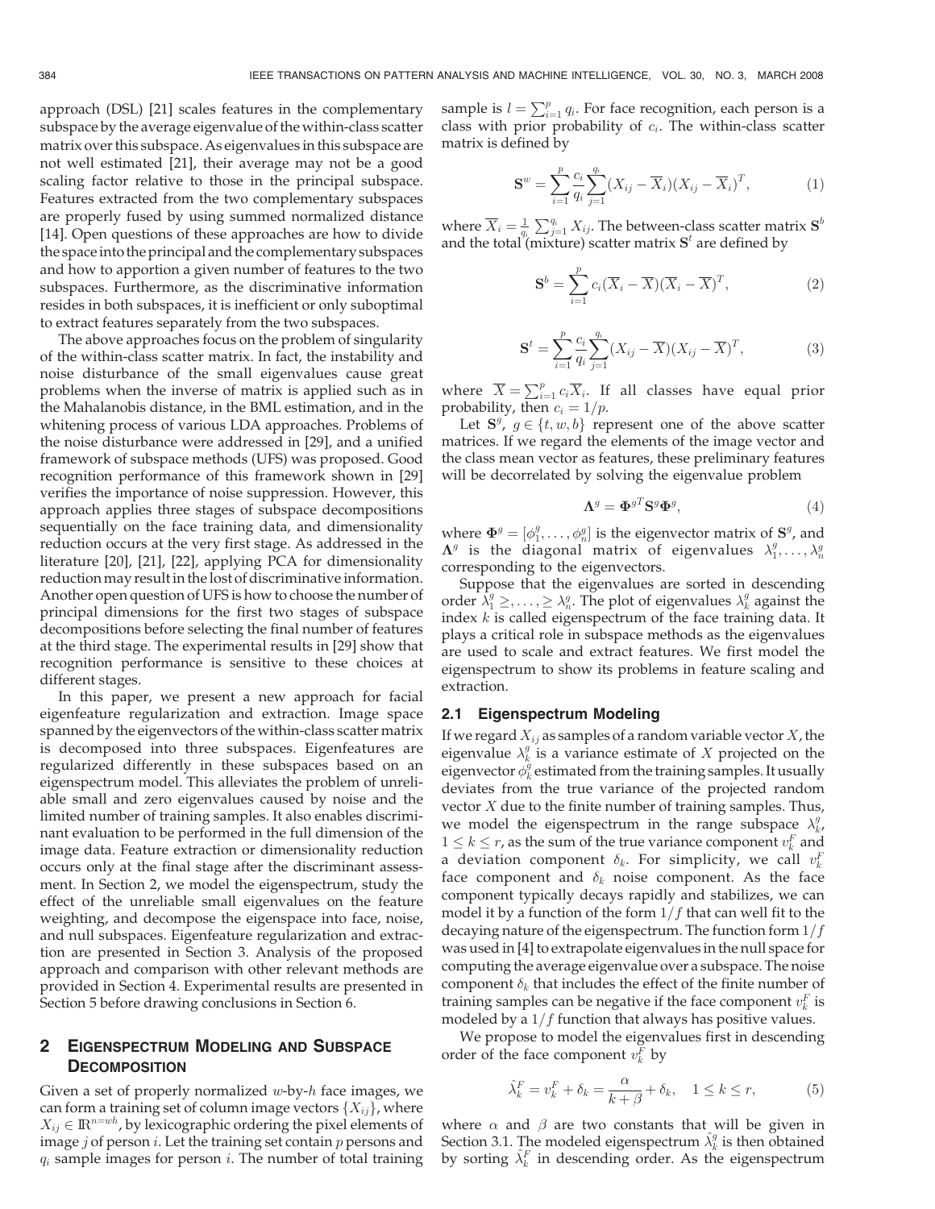approach (DSL) [21] scales features in the complementary subspace by the average eigenvalue of the within-class scatter matrix over this subspace. As eigenvalues in this subspace are not well estimated [21], their average may not be a good scaling factor relative to those in the principal subspace. Features extracted from the two complementary subspaces are properly fused by using summed normalized distance [14]. Open questions of these approaches are how to divide the space into the principal and the complementary subspaces and how to apportion a given number of features to the two subspaces. Furthermore, as the discriminative information resides in both subspaces, it is inefficient or only suboptimal to extract features separately from the two subspaces.

The above approaches focus on the problem of singularity of the within-class scatter matrix. In fact, the instability and noise disturbance of the small eigenvalues cause great problems when the inverse of matrix is applied such as in the Mahalanobis distance, in the BML estimation, and in the whitening process of various LDA approaches. Problems of the noise disturbance were addressed in [29], and a unified framework of subspace methods (UFS) was proposed. Good recognition performance of this framework shown in [29] verifies the importance of noise suppression. However, this approach applies three stages of subspace decompositions sequentially on the face training data, and dimensionality reduction occurs at the very first stage. As addressed in the literature [20], [21], [22], applying PCA for dimensionality reduction may result in the lost of discriminative information. Another open question of UFS is how to choose the number of principal dimensions for the first two stages of subspace decompositions before selecting the final number of features at the third stage. The experimental results in [29] show that recognition performance is sensitive to these choices at different stages.

In this paper, we present a new approach for facial eigenfeature regularization and extraction. Image space spanned by the eigenvectors of the within-class scatter matrix is decomposed into three subspaces. Eigenfeatures are regularized differently in these subspaces based on an eigenspectrum model. This alleviates the problem of unreliable small and zero eigenvalues caused by noise and the limited number of training samples. It also enables discriminant evaluation to be performed in the full dimension of the image data. Feature extraction or dimensionality reduction occurs only at the final stage after the discriminant assessment. In Section 2, we model the eigenspectrum, study the effect of the unreliable small eigenvalues on the feature weighting, and decompose the eigenspace into face, noise, and null subspaces. Eigenfeature regularization and extraction are presented in Section 3. Analysis of the proposed approach and comparison with other relevant methods are provided in Section 4. Experimental results are presented in Section 5 before drawing conclusions in Section 6.

## 2 Eigenspectrum Modeling and Subspace Decomposition

Given a set of properly normalized $w$-by-$h$ face images, we can form a training set of column image vectors $\{X_{ij}\}$, where $X_{ij} \in \mathbb{R}^{n=wh}$, by lexicographic ordering the pixel elements of image $j$ of person $i$. Let the training set contain $p$ persons and $q_i$ sample images for person $i$. The number of total training sample is $l = \sum_{i=1}^{p} q_i$. For face recognition, each person is a class with prior probability of $c_i$. The within-class scatter matrix is defined by

$$\mathbf{S}^w = \sum_{i=1}^{p} \frac{c_i}{q_i} \sum_{j=1}^{q_i} (X_{ij} - \overline{X}_i)(X_{ij} - \overline{X}_i)^T, \tag{1}$$

where $\overline{X}_i = \frac{1}{q_i} \sum_{j=1}^{q_i} X_{ij}$. The between-class scatter matrix $\mathbf{S}^b$ and the total (mixture) scatter matrix $\mathbf{S}^t$ are defined by

$$\mathbf{S}^b = \sum_{i=1}^{p} c_i (\overline{X}_i - \overline{X})(\overline{X}_i - \overline{X})^T, \tag{2}$$

$$\mathbf{S}^t = \sum_{i=1}^{p} \frac{c_i}{q_i} \sum_{j=1}^{q_i} (X_{ij} - \overline{X})(X_{ij} - \overline{X})^T, \tag{3}$$

where $\overline{X} = \sum_{i=1}^{p} c_i \overline{X}_i$. If all classes have equal prior probability, then $c_i = 1/p$.

Let $\mathbf{S}^g$, $g \in \{t, w, b\}$ represent one of the above scatter matrices. If we regard the elements of the image vector and the class mean vector as features, these preliminary features will be decorrelated by solving the eigenvalue problem

$$\mathbf{\Lambda}^g = \mathbf{\Phi}^{gT} \mathbf{S}^g \mathbf{\Phi}^g, \tag{4}$$

where $\mathbf{\Phi}^g = [\phi_1^g, \ldots, \phi_n^g]$ is the eigenvector matrix of $\mathbf{S}^g$, and $\mathbf{\Lambda}^g$ is the diagonal matrix of eigenvalues $\lambda_1^g, \ldots, \lambda_n^g$ corresponding to the eigenvectors.

Suppose that the eigenvalues are sorted in descending order $\lambda_1^g \geq, \ldots, \geq \lambda_n^g$. The plot of eigenvalues $\lambda_k^g$ against the index $k$ is called eigenspectrum of the face training data. It plays a critical role in subspace methods as the eigenvalues are used to scale and extract features. We first model the eigenspectrum to show its problems in feature scaling and extraction.

### 2.1 Eigenspectrum Modeling

If we regard $X_{ij}$ as samples of a random variable vector $X$, the eigenvalue $\lambda_k^g$ is a variance estimate of $X$ projected on the eigenvector $\phi_k^g$ estimated from the training samples. It usually deviates from the true variance of the projected random vector $X$ due to the finite number of training samples. Thus, we model the eigenspectrum in the range subspace $\lambda_k^g$, $1 \leq k \leq r$, as the sum of the true variance component $v_k^F$ and a deviation component $\delta_k$. For simplicity, we call $v_k^F$ face component and $\delta_k$ noise component. As the face component typically decays rapidly and stabilizes, we can model it by a function of the form $1/f$ that can well fit to the decaying nature of the eigenspectrum. The function form $1/f$ was used in [4] to extrapolate eigenvalues in the null space for computing the average eigenvalue over a subspace. The noise component $\delta_k$ that includes the effect of the finite number of training samples can be negative if the face component $v_k^F$ is modeled by a $1/f$ function that always has positive values.

We propose to model the eigenvalues first in descending order of the face component $v_k^F$ by

$$\hat{\lambda}_k^F = v_k^F + \delta_k = \frac{\alpha}{k + \beta} + \delta_k, \quad 1 \leq k \leq r, \tag{5}$$

where $\alpha$ and $\beta$ are two constants that will be given in Section 3.1. The modeled eigenspectrum $\hat{\lambda}_k^g$ is then obtained by sorting $\hat{\lambda}_k^F$ in descending order. As the eigenspectrum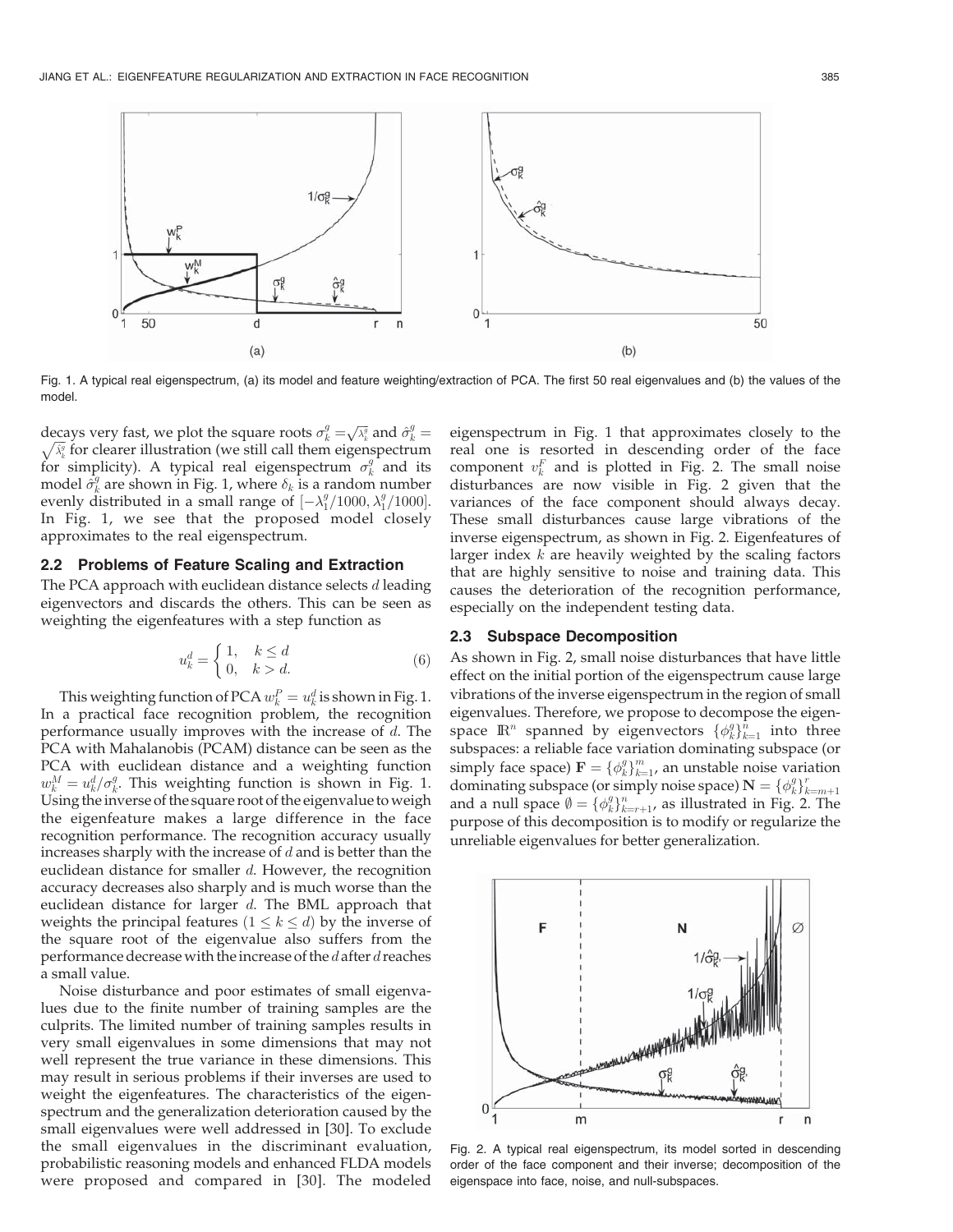Fig. 1. A typical real eigenspectrum, (a) its model and feature weighting/extraction of PCA. The first 50 real eigenvalues and (b) the values of the model.

decays very fast, we plot the square roots $\sigma_k^g = \sqrt{\lambda_k^g}$ and $\hat{\sigma}_k^g = \sqrt{\hat{\lambda}_k^g}$ for clearer illustration (we still call them eigenspectrum for simplicity). A typical real eigenspectrum $\sigma_k^g$ and its model $\hat{\sigma}_k^g$ are shown in Fig. 1, where $\delta_k$ is a random number evenly distributed in a small range of $[-\lambda_1^g/1000, \lambda_1^g/1000]$. In Fig. 1, we see that the proposed model closely approximates to the real eigenspectrum.

### 2.2 Problems of Feature Scaling and Extraction

The PCA approach with euclidean distance selects $d$ leading eigenvectors and discards the others. This can be seen as weighting the eigenfeatures with a step function as

$$u_k^d = \begin{cases} 1, & k \leq d \\ 0, & k > d. \end{cases} \tag{6}$$

This weighting function of PCA $w_k^P = u_k^d$ is shown in Fig. 1. In a practical face recognition problem, the recognition performance usually improves with the increase of $d$. The PCA with Mahalanobis (PCAM) distance can be seen as the PCA with euclidean distance and a weighting function $w_k^M = u_k^d / \sigma_k^g$. This weighting function is shown in Fig. 1. Using the inverse of the square root of the eigenvalue to weigh the eigenfeature makes a large difference in the face recognition performance. The recognition accuracy usually increases sharply with the increase of $d$ and is better than the euclidean distance for smaller $d$. However, the recognition accuracy decreases also sharply and is much worse than the euclidean distance for larger $d$. The BML approach that weights the principal features $(1 \leq k \leq d)$ by the inverse of the square root of the eigenvalue also suffers from the performance decrease with the increase of the $d$ after $d$ reaches a small value.

Noise disturbance and poor estimates of small eigenvalues due to the finite number of training samples are the culprits. The limited number of training samples results in very small eigenvalues in some dimensions that may not well represent the true variance in these dimensions. This may result in serious problems if their inverses are used to weight the eigenfeatures. The characteristics of the eigenspectrum and the generalization deterioration caused by the small eigenvalues were well addressed in [30]. To exclude the small eigenvalues in the discriminant evaluation, probabilistic reasoning models and enhanced FLDA models were proposed and compared in [30]. The modeled eigenspectrum in Fig. 1 that approximates closely to the real one is resorted in descending order of the face component $v_k^F$ and is plotted in Fig. 2. The small noise disturbances are now visible in Fig. 2 given that the variances of the face component should always decay. These small disturbances cause large vibrations of the inverse eigenspectrum, as shown in Fig. 2. Eigenfeatures of larger index $k$ are heavily weighted by the scaling factors that are highly sensitive to noise and training data. This causes the deterioration of the recognition performance, especially on the independent testing data.

### 2.3 Subspace Decomposition

As shown in Fig. 2, small noise disturbances that have little effect on the initial portion of the eigenspectrum cause large vibrations of the inverse eigenspectrum in the region of small eigenvalues. Therefore, we propose to decompose the eigenspace $\mathbb{R}^n$ spanned by eigenvectors $\{\phi_k^g\}_{k=1}^n$ into three subspaces: a reliable face variation dominating subspace (or simply face space) $\mathbf{F} = \{\phi_k^g\}_{k=1}^m$, an unstable noise variation dominating subspace (or simply noise space) $\mathbf{N} = \{\phi_k^g\}_{k=m+1}^r$ and a null space $\emptyset = \{\phi_k^g\}_{k=r+1}^n$, as illustrated in Fig. 2. The purpose of this decomposition is to modify or regularize the unreliable eigenvalues for better generalization.

Fig. 2. A typical real eigenspectrum, its model sorted in descending order of the face component and their inverse; decomposition of the eigenspace into face, noise, and null-subspaces.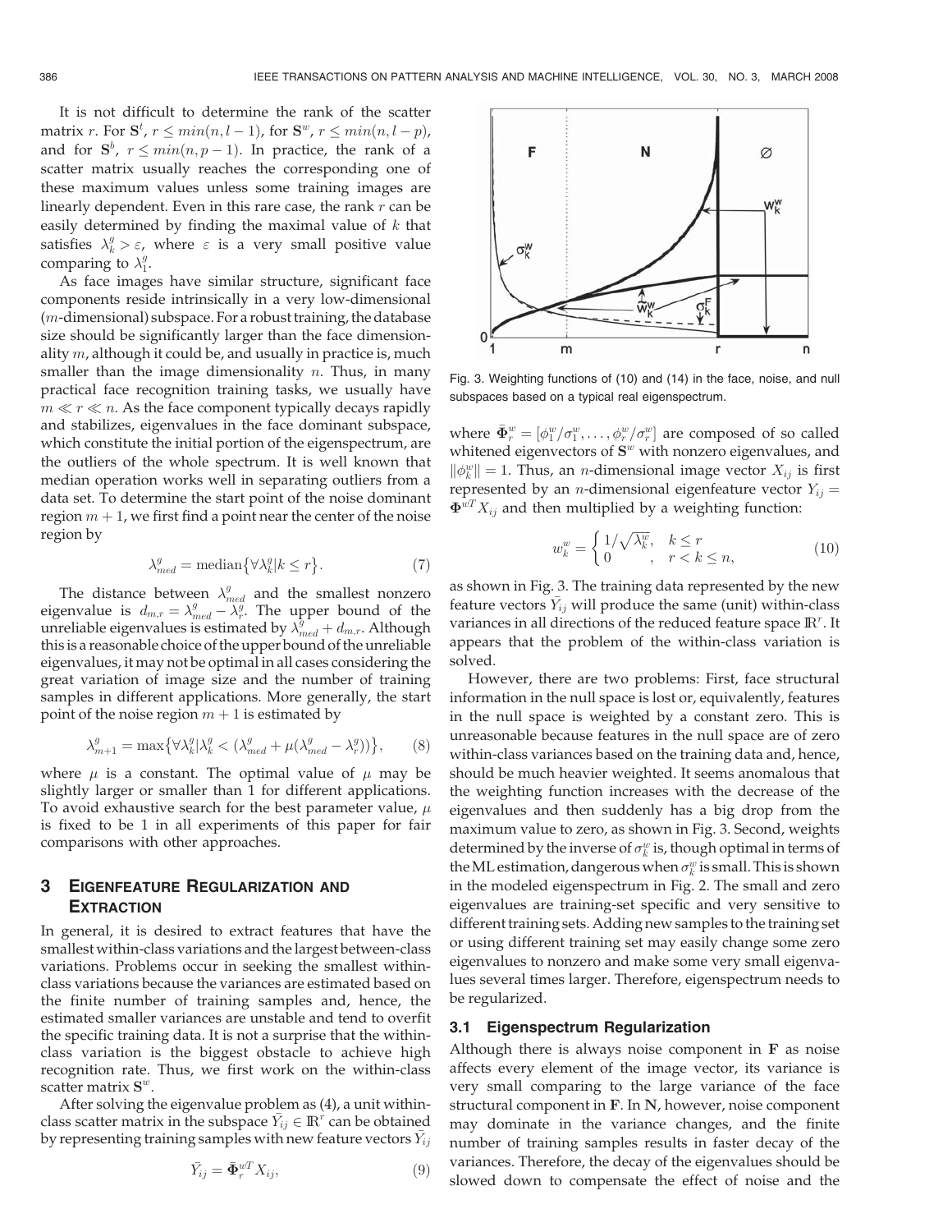It is not difficult to determine the rank of the scatter matrix $r$. For $\mathbf{S}^t$, $r \le min(n, l-1)$, for $\mathbf{S}^w$, $r \le min(n, l-p)$, and for $\mathbf{S}^b$, $r \le min(n, p-1)$. In practice, the rank of a scatter matrix usually reaches the corresponding one of these maximum values unless some training images are linearly dependent. Even in this rare case, the rank $r$ can be easily determined by finding the maximal value of $k$ that satisfies $\lambda_k^g > \varepsilon$, where $\varepsilon$ is a very small positive value comparing to $\lambda_1^g$.

As face images have similar structure, significant face components reside intrinsically in a very low-dimensional ($m$-dimensional) subspace. For a robust training, the database size should be significantly larger than the face dimensionality $m$, although it could be, and usually in practice is, much smaller than the image dimensionality $n$. Thus, in many practical face recognition training tasks, we usually have $m \ll r \ll n$. As the face component typically decays rapidly and stabilizes, eigenvalues in the face dominant subspace, which constitute the initial portion of the eigenspectrum, are the outliers of the whole spectrum. It is well known that median operation works well in separating outliers from a data set. To determine the start point of the noise dominant region $m+1$, we first find a point near the center of the noise region by

$$\lambda_{med}^g = \text{median}\{\forall \lambda_k^g | k \le r\}. \tag{7}$$

The distance between $\lambda_{med}^g$ and the smallest nonzero eigenvalue is $d_{m,r} = \lambda_{med}^g - \lambda_r^g$. The upper bound of the unreliable eigenvalues is estimated by $\lambda_{med}^g + d_{m,r}$. Although this is a reasonable choice of the upper bound of the unreliable eigenvalues, it may not be optimal in all cases considering the great variation of image size and the number of training samples in different applications. More generally, the start point of the noise region $m+1$ is estimated by

$$\lambda_{m+1}^g = \max\{\forall \lambda_k^g | \lambda_k^g < (\lambda_{med}^g + \mu(\lambda_{med}^g - \lambda_r^g))\}, \tag{8}$$

where $\mu$ is a constant. The optimal value of $\mu$ may be slightly larger or smaller than 1 for different applications. To avoid exhaustive search for the best parameter value, $\mu$ is fixed to be 1 in all experiments of this paper for fair comparisons with other approaches.

## 3 Eigenfeature Regularization and Extraction

In general, it is desired to extract features that have the smallest within-class variations and the largest between-class variations. Problems occur in seeking the smallest within-class variations because the variances are estimated based on the finite number of training samples and, hence, the estimated smaller variances are unstable and tend to overfit the specific training data. It is not a surprise that the within-class variation is the biggest obstacle to achieve high recognition rate. Thus, we first work on the within-class scatter matrix $\mathbf{S}^w$.

After solving the eigenvalue problem as (4), a unit within-class scatter matrix in the subspace $\bar{Y}_{ij} \in \mathbb{R}^r$ can be obtained by representing training samples with new feature vectors $\bar{Y}_{ij}$

$$\bar{Y}_{ij} = \bar{\mathbf{\Phi}}_r^{wT} X_{ij}, \tag{9}$$

Fig. 3. Weighting functions of (10) and (14) in the face, noise, and null subspaces based on a typical real eigenspectrum.

where $\bar{\mathbf{\Phi}}_r^w = [\phi_1^w/\sigma_1^w, \ldots, \phi_r^w/\sigma_r^w]$ are composed of so called whitened eigenvectors of $\mathbf{S}^w$ with nonzero eigenvalues, and $\|\phi_k^w\| = 1$. Thus, an $n$-dimensional image vector $X_{ij}$ is first represented by an $n$-dimensional eigenfeature vector $Y_{ij} = \mathbf{\Phi}^{wT} X_{ij}$ and then multiplied by a weighting function:

$$w_k^w = \begin{cases} 1/\sqrt{\lambda_k^w}, & k \le r \\ 0 & , \quad r < k \le n, \end{cases} \tag{10}$$

as shown in Fig. 3. The training data represented by the new feature vectors $\bar{Y}_{ij}$ will produce the same (unit) within-class variances in all directions of the reduced feature space $\mathbb{R}^r$. It appears that the problem of the within-class variation is solved.

However, there are two problems: First, face structural information in the null space is lost or, equivalently, features in the null space is weighted by a constant zero. This is unreasonable because features in the null space are of zero within-class variances based on the training data and, hence, should be much heavier weighted. It seems anomalous that the weighting function increases with the decrease of the eigenvalues and then suddenly has a big drop from the maximum value to zero, as shown in Fig. 3. Second, weights determined by the inverse of $\sigma_k^w$ is, though optimal in terms of the ML estimation, dangerous when $\sigma_k^w$ is small. This is shown in the modeled eigenspectrum in Fig. 2. The small and zero eigenvalues are training-set specific and very sensitive to different training sets. Adding new samples to the training set or using different training set may easily change some zero eigenvalues to nonzero and make some very small eigenvalues several times larger. Therefore, eigenspectrum needs to be regularized.

### 3.1 Eigenspectrum Regularization

Although there is always noise component in $\mathbf{F}$ as noise affects every element of the image vector, its variance is very small comparing to the large variance of the face structural component in $\mathbf{F}$. In $\mathbf{N}$, however, noise component may dominate in the variance changes, and the finite number of training samples results in faster decay of the variances. Therefore, the decay of the eigenvalues should be slowed down to compensate the effect of noise and the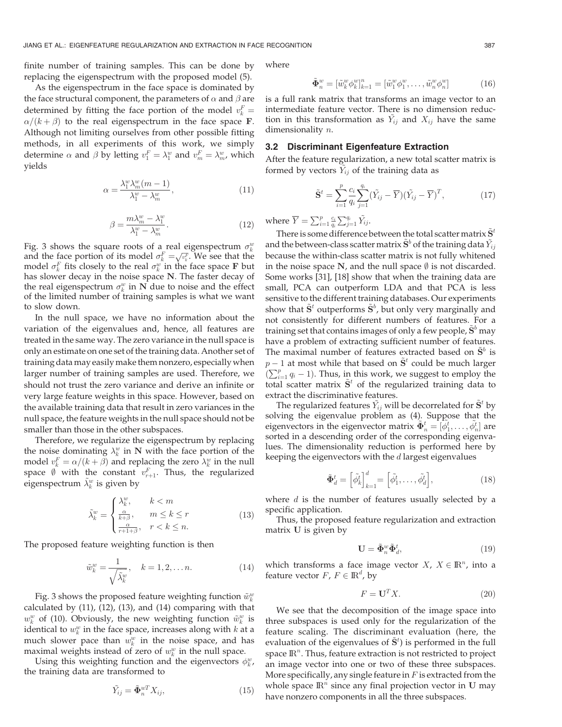finite number of training samples. This can be done by replacing the eigenspectrum with the proposed model (5).

As the eigenspectrum in the face space is dominated by the face structural component, the parameters of $\alpha$ and $\beta$ are determined by fitting the face portion of the model $v_k^F = \alpha/(k+\beta)$ to the real eigenspectrum in the face space $\mathbf{F}$. Although not limiting ourselves from other possible fitting methods, in all experiments of this work, we simply determine $\alpha$ and $\beta$ by letting $v_1^F = \lambda_1^w$ and $v_m^F = \lambda_m^w$, which yields

$$\alpha = \frac{\lambda_1^w \lambda_m^w (m-1)}{\lambda_1^w - \lambda_m^w}, \tag{11}$$

$$\beta = \frac{m\lambda_m^w - \lambda_1^w}{\lambda_1^w - \lambda_m^w}. \tag{12}$$

Fig. 3 shows the square roots of a real eigenspectrum $\sigma_k^w$ and the face portion of its model $\sigma_k^F = \sqrt{v_k^F}$. We see that the model $\sigma_k^F$ fits closely to the real $\sigma_k^w$ in the face space $\mathbf{F}$ but has slower decay in the noise space $\mathbf{N}$. The faster decay of the real eigenspectrum $\sigma_k^w$ in $\mathbf{N}$ due to noise and the effect of the limited number of training samples is what we want to slow down.

In the null space, we have no information about the variation of the eigenvalues and, hence, all features are treated in the same way. The zero variance in the null space is only an estimate on one set of the training data. Another set of training data may easily make them nonzero, especially when larger number of training samples are used. Therefore, we should not trust the zero variance and derive an infinite or very large feature weights in this space. However, based on the available training data that result in zero variances in the null space, the feature weights in the null space should not be smaller than those in the other subspaces.

Therefore, we regularize the eigenspectrum by replacing the noise dominating $\lambda_k^w$ in $\mathbf{N}$ with the face portion of the model $v_k^F = \alpha/(k+\beta)$ and replacing the zero $\lambda_k^w$ in the null space $\emptyset$ with the constant $v_{r+1}^F$. Thus, the regularized eigenspectrum $\tilde{\lambda}_k^w$ is given by

$$\tilde{\lambda}_k^w = \begin{cases} \lambda_k^w, & k < m \\ \frac{\alpha}{k+\beta}, & m \leq k \leq r \\ \frac{\alpha}{r+1+\beta}, & r < k \leq n. \end{cases} \tag{13}$$

The proposed feature weighting function is then

$$\tilde{w}_k^w = \frac{1}{\sqrt{\tilde{\lambda}_k^w}}, \quad k = 1, 2, \ldots n. \tag{14}$$

Fig. 3 shows the proposed feature weighting function $\tilde{w}_k^w$ calculated by (11), (12), (13), and (14) comparing with that $w_k^w$ of (10). Obviously, the new weighting function $\tilde{w}_k^w$ is identical to $w_k^w$ in the face space, increases along with $k$ at a much slower pace than $w_k^w$ in the noise space, and has maximal weights instead of zero of $w_k^w$ in the null space.

Using this weighting function and the eigenvectors $\phi_k^w$, the training data are transformed to

$$\tilde{Y}_{ij} = \tilde{\mathbf{\Phi}}_n^{wT} X_{ij}, \tag{15}$$

where

$$\tilde{\mathbf{\Phi}}_n^w = [\tilde{w}_k^w \phi_k^w]_{k=1}^n = [\tilde{w}_1^w \phi_1^w, \ldots, \tilde{w}_n^w \phi_n^w] \tag{16}$$

is a full rank matrix that transforms an image vector to an intermediate feature vector. There is no dimension reduction in this transformation as $\tilde{Y}_{ij}$ and $X_{ij}$ have the same dimensionality $n$.

### 3.2 Discriminant Eigenfeature Extraction

After the feature regularization, a new total scatter matrix is formed by vectors $\tilde{Y}_{ij}$ of the training data as

$$\tilde{\mathbf{S}}^t = \sum_{i=1}^{p} \frac{c_i}{q_i} \sum_{j=1}^{q_i} (\tilde{Y}_{ij} - \overline{Y})(\tilde{Y}_{ij} - \overline{Y})^T, \tag{17}$$

where $\overline{Y} = \sum_{i=1}^{p} \frac{c_i}{q_i} \sum_{j=1}^{q_i} \tilde{Y}_{ij}$.

There is some difference between the total scatter matrix $\tilde{\mathbf{S}}^t$ and the between-class scatter matrix $\tilde{\mathbf{S}}^b$ of the training data $\tilde{Y}_{ij}$ because the within-class scatter matrix is not fully whitened in the noise space $\mathbf{N}$, and the null space $\emptyset$ is not discarded. Some works [31], [18] show that when the training data are small, PCA can outperform LDA and that PCA is less sensitive to the different training databases. Our experiments show that $\tilde{\mathbf{S}}^t$ outperforms $\tilde{\mathbf{S}}^b$, but only very marginally and not consistently for different numbers of features. For a training set that contains images of only a few people, $\tilde{\mathbf{S}}^b$ may have a problem of extracting sufficient number of features. The maximal number of features extracted based on $\tilde{\mathbf{S}}^b$ is $p-1$ at most while that based on $\tilde{\mathbf{S}}^t$ could be much larger ($\sum_{i=1}^{p} q_i - 1$). Thus, in this work, we suggest to employ the total scatter matrix $\tilde{\mathbf{S}}^t$ of the regularized training data to extract the discriminative features.

The regularized features $\tilde{Y}_{ij}$ will be decorrelated for $\tilde{\mathbf{S}}^t$ by solving the eigenvalue problem as (4). Suppose that the eigenvectors in the eigenvector matrix $\tilde{\mathbf{\Phi}}_n^t = [\tilde{\phi}_1^t, \ldots, \tilde{\phi}_n^t]$ are sorted in a descending order of the corresponding eigenvalues. The dimensionality reduction is performed here by keeping the eigenvectors with the $d$ largest eigenvalues

$$\tilde{\mathbf{\Phi}}_d^t = \left[\tilde{\phi}_k^t\right]_{k=1}^d = \left[\tilde{\phi}_1^t, \ldots, \tilde{\phi}_d^t\right], \tag{18}$$

where $d$ is the number of features usually selected by a specific application.

Thus, the proposed feature regularization and extraction matrix $\mathbf{U}$ is given by

$$\mathbf{U} = \tilde{\mathbf{\Phi}}_n^w \tilde{\mathbf{\Phi}}_d^t, \tag{19}$$

which transforms a face image vector $X$, $X \in \mathbb{R}^n$, into a feature vector $F$, $F \in \mathbb{R}^d$, by

$$F = \mathbf{U}^T X. \tag{20}$$

We see that the decomposition of the image space into three subspaces is used only for the regularization of the feature scaling. The discriminant evaluation (here, the evaluation of the eigenvalues of $\tilde{\mathbf{S}}^t$) is performed in the full space $\mathbb{R}^n$. Thus, feature extraction is not restricted to project an image vector into one or two of these three subspaces. More specifically, any single feature in $F$ is extracted from the whole space $\mathbb{R}^n$ since any final projection vector in $\mathbf{U}$ may have nonzero components in all the three subspaces.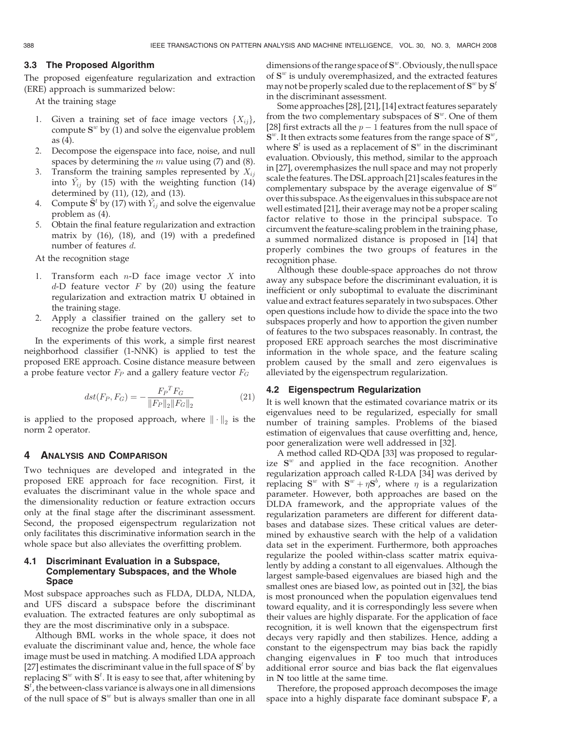### 3.3 The Proposed Algorithm

The proposed eigenfeature regularization and extraction (ERE) approach is summarized below:

At the training stage

1. Given a training set of face image vectors $\{X_{ij}\}$, compute $\mathbf{S}^w$ by (1) and solve the eigenvalue problem as (4).
2. Decompose the eigenspace into face, noise, and null spaces by determining the $m$ value using (7) and (8).
3. Transform the training samples represented by $X_{ij}$ into $\tilde{Y}_{ij}$ by (15) with the weighting function (14) determined by (11), (12), and (13).
4. Compute $\tilde{\mathbf{S}}^t$ by (17) with $\tilde{Y}_{ij}$ and solve the eigenvalue problem as (4).
5. Obtain the final feature regularization and extraction matrix by (16), (18), and (19) with a predefined number of features $d$.

At the recognition stage

1. Transform each $n$-D face image vector $X$ into $d$-D feature vector $F$ by (20) using the feature regularization and extraction matrix $\mathbf{U}$ obtained in the training stage.
2. Apply a classifier trained on the gallery set to recognize the probe feature vectors.

In the experiments of this work, a simple first nearest neighborhood classifier (1-NNK) is applied to test the proposed ERE approach. Cosine distance measure between a probe feature vector $F_P$ and a gallery feature vector $F_G$

$$dst(F_P, F_G) = -\frac{F_P{}^T F_G}{\|F_P\|_2 \|F_G\|_2} \tag{21}$$

is applied to the proposed approach, where $\|\cdot\|_2$ is the norm 2 operator.

## 4 Analysis and Comparison

Two techniques are developed and integrated in the proposed ERE approach for face recognition. First, it evaluates the discriminant value in the whole space and the dimensionality reduction or feature extraction occurs only at the final stage after the discriminant assessment. Second, the proposed eigenspectrum regularization not only facilitates this discriminative information search in the whole space but also alleviates the overfitting problem.

### 4.1 Discriminant Evaluation in a Subspace, Complementary Subspaces, and the Whole Space

Most subspace approaches such as FLDA, DLDA, NLDA, and UFS discard a subspace before the discriminant evaluation. The extracted features are only suboptimal as they are the most discriminative only in a subspace.

Although BML works in the whole space, it does not evaluate the discriminant value and, hence, the whole face image must be used in matching. A modified LDA approach [27] estimates the discriminant value in the full space of $\mathbf{S}^t$ by replacing $\mathbf{S}^w$ with $\mathbf{S}^t$. It is easy to see that, after whitening by $\mathbf{S}^t$, the between-class variance is always one in all dimensions of the null space of $\mathbf{S}^w$ but is always smaller than one in all dimensions of the range space of $\mathbf{S}^w$. Obviously, the null space of $\mathbf{S}^w$ is unduly overemphasized, and the extracted features may not be properly scaled due to the replacement of $\mathbf{S}^w$ by $\mathbf{S}^t$ in the discriminant assessment.

Some approaches [28], [21], [14] extract features separately from the two complementary subspaces of $\mathbf{S}^w$. One of them [28] first extracts all the $p-1$ features from the null space of $\mathbf{S}^w$. It then extracts some features from the range space of $\mathbf{S}^w$, where $\mathbf{S}^t$ is used as a replacement of $\mathbf{S}^w$ in the discriminant evaluation. Obviously, this method, similar to the approach in [27], overemphasizes the null space and may not properly scale the features. The DSL approach [21] scales features in the complementary subspace by the average eigenvalue of $\mathbf{S}^w$ over this subspace. As the eigenvalues in this subspace are not well estimated [21], their average may not be a proper scaling factor relative to those in the principal subspace. To circumvent the feature-scaling problem in the training phase, a summed normalized distance is proposed in [14] that properly combines the two groups of features in the recognition phase.

Although these double-space approaches do not throw away any subspace before the discriminant evaluation, it is inefficient or only suboptimal to evaluate the discriminant value and extract features separately in two subspaces. Other open questions include how to divide the space into the two subspaces properly and how to apportion the given number of features to the two subspaces reasonably. In contrast, the proposed ERE approach searches the most discriminative information in the whole space, and the feature scaling problem caused by the small and zero eigenvalues is alleviated by the eigenspectrum regularization.

### 4.2 Eigenspectrum Regularization

It is well known that the estimated covariance matrix or its eigenvalues need to be regularized, especially for small number of training samples. Problems of the biased estimation of eigenvalues that cause overfitting and, hence, poor generalization were well addressed in [32].

A method called RD-QDA [33] was proposed to regularize $\mathbf{S}^w$ and applied in the face recognition. Another regularization approach called R-LDA [34] was derived by replacing $\mathbf{S}^w$ with $\mathbf{S}^w + \eta\mathbf{S}^b$, where $\eta$ is a regularization parameter. However, both approaches are based on the DLDA framework, and the appropriate values of the regularization parameters are different for different databases and database sizes. These critical values are determined by exhaustive search with the help of a validation data set in the experiment. Furthermore, both approaches regularize the pooled within-class scatter matrix equivalently by adding a constant to all eigenvalues. Although the largest sample-based eigenvalues are biased high and the smallest ones are biased low, as pointed out in [32], the bias is most pronounced when the population eigenvalues tend toward equality, and it is correspondingly less severe when their values are highly disparate. For the application of face recognition, it is well known that the eigenspectrum first decays very rapidly and then stabilizes. Hence, adding a constant to the eigenspectrum may bias back the rapidly changing eigenvalues in $\mathbf{F}$ too much that introduces additional error source and bias back the flat eigenvalues in $\mathbf{N}$ too little at the same time.

Therefore, the proposed approach decomposes the image space into a highly disparate face dominant subspace $\mathbf{F}$, a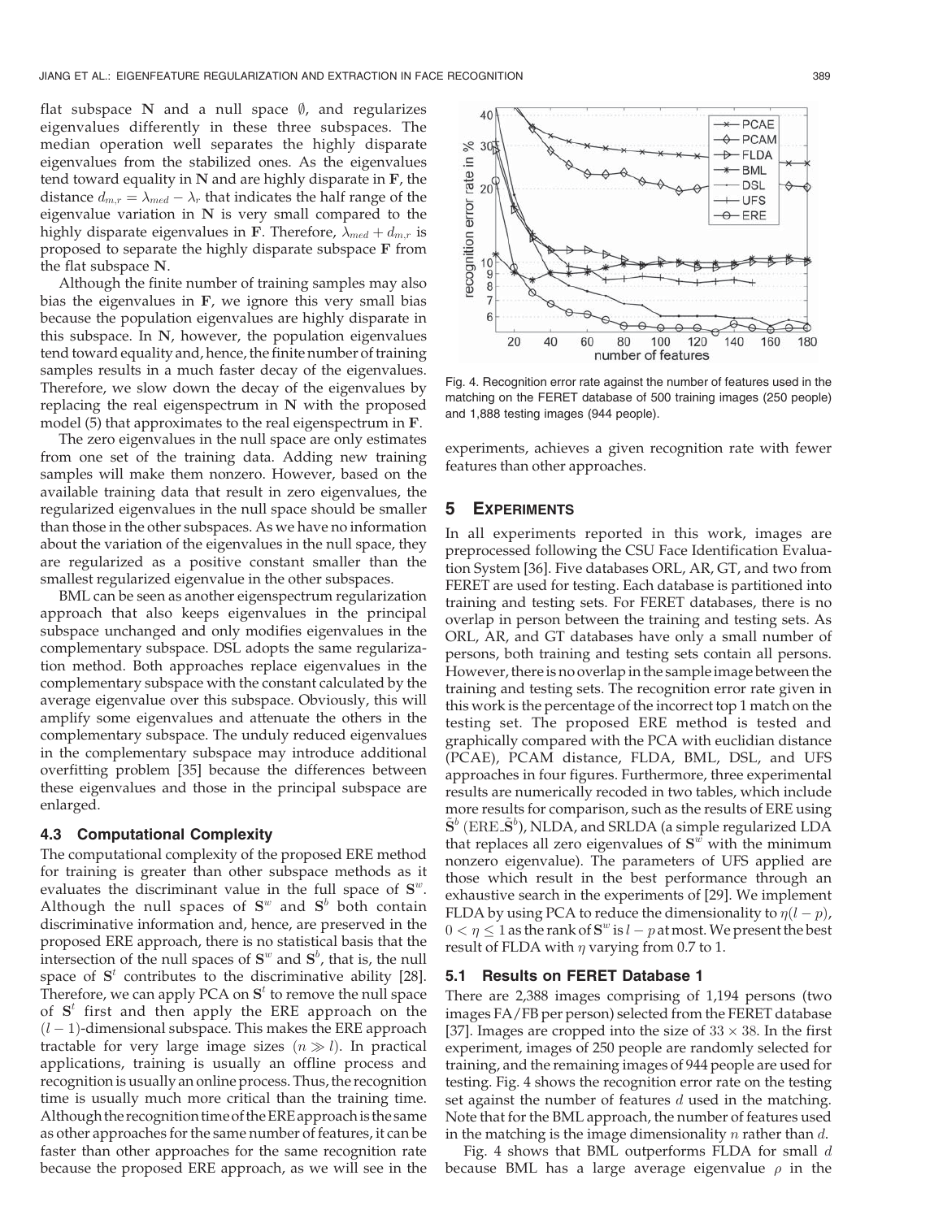flat subspace $\mathbf{N}$ and a null space $\emptyset$, and regularizes eigenvalues differently in these three subspaces. The median operation well separates the highly disparate eigenvalues from the stabilized ones. As the eigenvalues tend toward equality in $\mathbf{N}$ and are highly disparate in $\mathbf{F}$, the distance $d_{m,r} = \lambda_{med} - \lambda_r$ that indicates the half range of the eigenvalue variation in $\mathbf{N}$ is very small compared to the highly disparate eigenvalues in $\mathbf{F}$. Therefore, $\lambda_{med} + d_{m,r}$ is proposed to separate the highly disparate subspace $\mathbf{F}$ from the flat subspace $\mathbf{N}$.

Although the finite number of training samples may also bias the eigenvalues in $\mathbf{F}$, we ignore this very small bias because the population eigenvalues are highly disparate in this subspace. In $\mathbf{N}$, however, the population eigenvalues tend toward equality and, hence, the finite number of training samples results in a much faster decay of the eigenvalues. Therefore, we slow down the decay of the eigenvalues by replacing the real eigenspectrum in $\mathbf{N}$ with the proposed model (5) that approximates to the real eigenspectrum in $\mathbf{F}$.

The zero eigenvalues in the null space are only estimates from one set of the training data. Adding new training samples will make them nonzero. However, based on the available training data that result in zero eigenvalues, the regularized eigenvalues in the null space should be smaller than those in the other subspaces. As we have no information about the variation of the eigenvalues in the null space, they are regularized as a positive constant smaller than the smallest regularized eigenvalue in the other subspaces.

BML can be seen as another eigenspectrum regularization approach that also keeps eigenvalues in the principal subspace unchanged and only modifies eigenvalues in the complementary subspace. DSL adopts the same regularization method. Both approaches replace eigenvalues in the complementary subspace with the constant calculated by the average eigenvalue over this subspace. Obviously, this will amplify some eigenvalues and attenuate the others in the complementary subspace. The unduly reduced eigenvalues in the complementary subspace may introduce additional overfitting problem [35] because the differences between these eigenvalues and those in the principal subspace are enlarged.

### 4.3 Computational Complexity

The computational complexity of the proposed ERE method for training is greater than other subspace methods as it evaluates the discriminant value in the full space of $\mathbf{S}^w$. Although the null spaces of $\mathbf{S}^w$ and $\mathbf{S}^b$ both contain discriminative information and, hence, are preserved in the proposed ERE approach, there is no statistical basis that the intersection of the null spaces of $\mathbf{S}^w$ and $\mathbf{S}^b$, that is, the null space of $\mathbf{S}^t$ contributes to the discriminative ability [28]. Therefore, we can apply PCA on $\mathbf{S}^t$ to remove the null space of $\mathbf{S}^t$ first and then apply the ERE approach on the $(l-1)$-dimensional subspace. This makes the ERE approach tractable for very large image sizes ($n \gg l$). In practical applications, training is usually an offline process and recognition is usually an online process. Thus, the recognition time is usually much more critical than the training time. Although the recognition time of the ERE approach is the same as other approaches for the same number of features, it can be faster than other approaches for the same recognition rate because the proposed ERE approach, as we will see in the experiments, achieves a given recognition rate with fewer features than other approaches.

Fig. 4. Recognition error rate against the number of features used in the matching on the FERET database of 500 training images (250 people) and 1,888 testing images (944 people).

## 5 Experiments

In all experiments reported in this work, images are preprocessed following the CSU Face Identification Evaluation System [36]. Five databases ORL, AR, GT, and two from FERET are used for testing. Each database is partitioned into training and testing sets. For FERET databases, there is no overlap in person between the training and testing sets. As ORL, AR, and GT databases have only a small number of persons, both training and testing sets contain all persons. However, there is no overlap in the sample image between the training and testing sets. The recognition error rate given in this work is the percentage of the incorrect top 1 match on the testing set. The proposed ERE method is tested and graphically compared with the PCA with euclidian distance (PCAE), PCAM distance, FLDA, BML, DSL, and UFS approaches in four figures. Furthermore, three experimental results are numerically recoded in two tables, which include more results for comparison, such as the results of ERE using $\tilde{\mathbf{S}}^b$ (ERE_$\tilde{\mathbf{S}}^b$), NLDA, and SRLDA (a simple regularized LDA that replaces all zero eigenvalues of $\mathbf{S}^w$ with the minimum nonzero eigenvalue). The parameters of UFS applied are those which result in the best performance through an exhaustive search in the experiments of [29]. We implement FLDA by using PCA to reduce the dimensionality to $\eta(l-p)$, $0 < \eta \leq 1$ as the rank of $\mathbf{S}^w$ is $l - p$ at most. We present the best result of FLDA with $\eta$ varying from 0.7 to 1.

### 5.1 Results on FERET Database 1

There are 2,388 images comprising of 1,194 persons (two images FA/FB per person) selected from the FERET database [37]. Images are cropped into the size of $33 \times 38$. In the first experiment, images of 250 people are randomly selected for training, and the remaining images of 944 people are used for testing. Fig. 4 shows the recognition error rate on the testing set against the number of features $d$ used in the matching. Note that for the BML approach, the number of features used in the matching is the image dimensionality $n$ rather than $d$.

Fig. 4 shows that BML outperforms FLDA for small $d$ because BML has a large average eigenvalue $\rho$ in the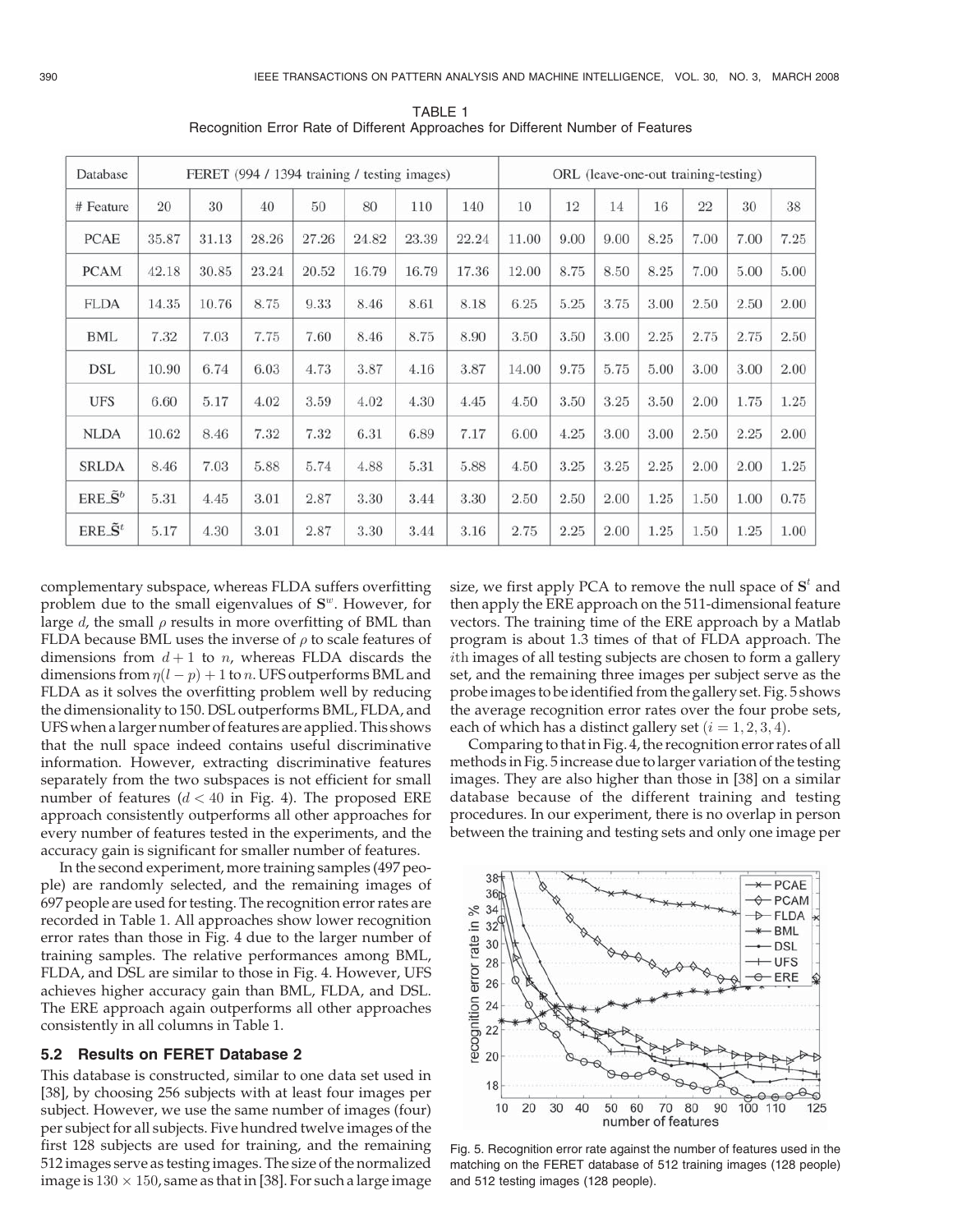TABLE 1
Recognition Error Rate of Different Approaches for Different Number of Features

| Database | FERET (994 / 1394 training / testing images) | | | | | | | ORL (leave-one-out training-testing) | | | | | | |
|---|---|---|---|---|---|---|---|---|---|---|---|---|---|---|
| # Feature | 20 | 30 | 40 | 50 | 80 | 110 | 140 | 10 | 12 | 14 | 16 | 22 | 30 | 38 |
| PCAE | 35.87 | 31.13 | 28.26 | 27.26 | 24.82 | 23.39 | 22.24 | 11.00 | 9.00 | 9.00 | 8.25 | 7.00 | 7.00 | 7.25 |
| PCAM | 42.18 | 30.85 | 23.24 | 20.52 | 16.79 | 16.79 | 17.36 | 12.00 | 8.75 | 8.50 | 8.25 | 7.00 | 5.00 | 5.00 |
| FLDA | 14.35 | 10.76 | 8.75 | 9.33 | 8.46 | 8.61 | 8.18 | 6.25 | 5.25 | 3.75 | 3.00 | 2.50 | 2.50 | 2.00 |
| BML | 7.32 | 7.03 | 7.75 | 7.60 | 8.46 | 8.75 | 8.90 | 3.50 | 3.50 | 3.00 | 2.25 | 2.75 | 2.75 | 2.50 |
| DSL | 10.90 | 6.74 | 6.03 | 4.73 | 3.87 | 4.16 | 3.87 | 14.00 | 9.75 | 5.75 | 5.00 | 3.00 | 3.00 | 2.00 |
| UFS | 6.60 | 5.17 | 4.02 | 3.59 | 4.02 | 4.30 | 4.45 | 4.50 | 3.50 | 3.25 | 3.50 | 2.00 | 1.75 | 1.25 |
| NLDA | 10.62 | 8.46 | 7.32 | 7.32 | 6.31 | 6.89 | 7.17 | 6.00 | 4.25 | 3.00 | 3.00 | 2.50 | 2.25 | 2.00 |
| SRLDA | 8.46 | 7.03 | 5.88 | 5.74 | 4.88 | 5.31 | 5.88 | 4.50 | 3.25 | 3.25 | 2.25 | 2.00 | 2.00 | 1.25 |
| ERE_$\tilde{\mathbf{S}}^b$ | 5.31 | 4.45 | 3.01 | 2.87 | 3.30 | 3.44 | 3.30 | 2.50 | 2.50 | 2.00 | 1.25 | 1.50 | 1.00 | 0.75 |
| ERE_$\tilde{\mathbf{S}}^t$ | 5.17 | 4.30 | 3.01 | 2.87 | 3.30 | 3.44 | 3.16 | 2.75 | 2.25 | 2.00 | 1.25 | 1.50 | 1.25 | 1.00 |

complementary subspace, whereas FLDA suffers overfitting problem due to the small eigenvalues of $\mathbf{S}^w$. However, for large $d$, the small $\rho$ results in more overfitting of BML than FLDA because BML uses the inverse of $\rho$ to scale features of dimensions from $d+1$ to $n$, whereas FLDA discards the dimensions from $\eta(l-p)+1$ to $n$. UFS outperforms BML and FLDA as it solves the overfitting problem well by reducing the dimensionality to 150. DSL outperforms BML, FLDA, and UFS when a larger number of features are applied. This shows that the null space indeed contains useful discriminative information. However, extracting discriminative features separately from the two subspaces is not efficient for small number of features ($d < 40$ in Fig. 4). The proposed ERE approach consistently outperforms all other approaches for every number of features tested in the experiments, and the accuracy gain is significant for smaller number of features.

In the second experiment, more training samples (497 people) are randomly selected, and the remaining images of 697 people are used for testing. The recognition error rates are recorded in Table 1. All approaches show lower recognition error rates than those in Fig. 4 due to the larger number of training samples. The relative performances among BML, FLDA, and DSL are similar to those in Fig. 4. However, UFS achieves higher accuracy gain than BML, FLDA, and DSL. The ERE approach again outperforms all other approaches consistently in all columns in Table 1.

### 5.2 Results on FERET Database 2

This database is constructed, similar to one data set used in [38], by choosing 256 subjects with at least four images per subject. However, we use the same number of images (four) per subject for all subjects. Five hundred twelve images of the first 128 subjects are used for training, and the remaining 512 images serve as testing images. The size of the normalized image is $130 \times 150$, same as that in [38]. For such a large image size, we first apply PCA to remove the null space of $\mathbf{S}^t$ and then apply the ERE approach on the 511-dimensional feature vectors. The training time of the ERE approach by a Matlab program is about 1.3 times of that of FLDA approach. The $i$th images of all testing subjects are chosen to form a gallery set, and the remaining three images per subject serve as the probe images to be identified from the gallery set. Fig. 5 shows the average recognition error rates over the four probe sets, each of which has a distinct gallery set ($i = 1, 2, 3, 4$).

Comparing to that in Fig. 4, the recognition error rates of all methods in Fig. 5 increase due to larger variation of the testing images. They are also higher than those in [38] on a similar database because of the different training and testing procedures. In our experiment, there is no overlap in person between the training and testing sets and only one image per

Fig. 5. Recognition error rate against the number of features used in the matching on the FERET database of 512 training images (128 people) and 512 testing images (128 people).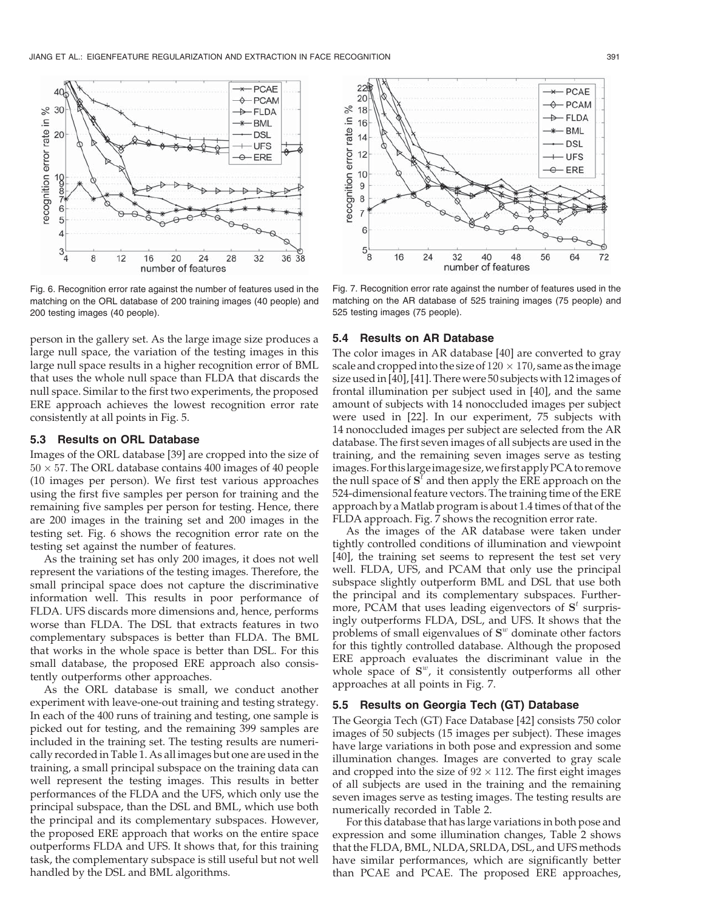Fig. 6. Recognition error rate against the number of features used in the matching on the ORL database of 200 training images (40 people) and 200 testing images (40 people).

Fig. 7. Recognition error rate against the number of features used in the matching on the AR database of 525 training images (75 people) and 525 testing images (75 people).

person in the gallery set. As the large image size produces a large null space, the variation of the testing images in this large null space results in a higher recognition error of BML that uses the whole null space than FLDA that discards the null space. Similar to the first two experiments, the proposed ERE approach achieves the lowest recognition error rate consistently at all points in Fig. 5.

### 5.3 Results on ORL Database

Images of the ORL database [39] are cropped into the size of $50 \times 57$. The ORL database contains 400 images of 40 people (10 images per person). We first test various approaches using the first five samples per person for training and the remaining five samples per person for testing. Hence, there are 200 images in the training set and 200 images in the testing set. Fig. 6 shows the recognition error rate on the testing set against the number of features.

As the training set has only 200 images, it does not well represent the variations of the testing images. Therefore, the small principal space does not capture the discriminative information well. This results in poor performance of FLDA. UFS discards more dimensions and, hence, performs worse than FLDA. The DSL that extracts features in two complementary subspaces is better than FLDA. The BML that works in the whole space is better than DSL. For this small database, the proposed ERE approach also consistently outperforms other approaches.

As the ORL database is small, we conduct another experiment with leave-one-out training and testing strategy. In each of the 400 runs of training and testing, one sample is picked out for testing, and the remaining 399 samples are included in the training set. The testing results are numerically recorded in Table 1. As all images but one are used in the training, a small principal subspace on the training data can well represent the testing images. This results in better performances of the FLDA and the UFS, which only use the principal subspace, than the DSL and BML, which use both the principal and its complementary subspaces. However, the proposed ERE approach that works on the entire space outperforms FLDA and UFS. It shows that, for this training task, the complementary subspace is still useful but not well handled by the DSL and BML algorithms.

### 5.4 Results on AR Database

The color images in AR database [40] are converted to gray scale and cropped into the size of $120 \times 170$, same as the image size used in [40], [41]. There were 50 subjects with 12 images of frontal illumination per subject used in [40], and the same amount of subjects with 14 nonoccluded images per subject were used in [22]. In our experiment, 75 subjects with 14 nonoccluded images per subject are selected from the AR database. The first seven images of all subjects are used in the training, and the remaining seven images serve as testing images. For this large image size, we first apply PCA to remove the null space of $\mathbf{S}^t$ and then apply the ERE approach on the 524-dimensional feature vectors. The training time of the ERE approach by a Matlab program is about 1.4 times of that of the FLDA approach. Fig. 7 shows the recognition error rate.

As the images of the AR database were taken under tightly controlled conditions of illumination and viewpoint [40], the training set seems to represent the test set very well. FLDA, UFS, and PCAM that only use the principal subspace slightly outperform BML and DSL that use both the principal and its complementary subspaces. Furthermore, PCAM that uses leading eigenvectors of $\mathbf{S}^t$ surprisingly outperforms FLDA, DSL, and UFS. It shows that the problems of small eigenvalues of $\mathbf{S}^w$ dominate other factors for this tightly controlled database. Although the proposed ERE approach evaluates the discriminant value in the whole space of $\mathbf{S}^w$, it consistently outperforms all other approaches at all points in Fig. 7.

### 5.5 Results on Georgia Tech (GT) Database

The Georgia Tech (GT) Face Database [42] consists 750 color images of 50 subjects (15 images per subject). These images have large variations in both pose and expression and some illumination changes. Images are converted to gray scale and cropped into the size of $92 \times 112$. The first eight images of all subjects are used in the training and the remaining seven images serve as testing images. The testing results are numerically recorded in Table 2.

For this database that has large variations in both pose and expression and some illumination changes, Table 2 shows that the FLDA, BML, NLDA, SRLDA, DSL, and UFS methods have similar performances, which are significantly better than PCAE and PCAE. The proposed ERE approaches,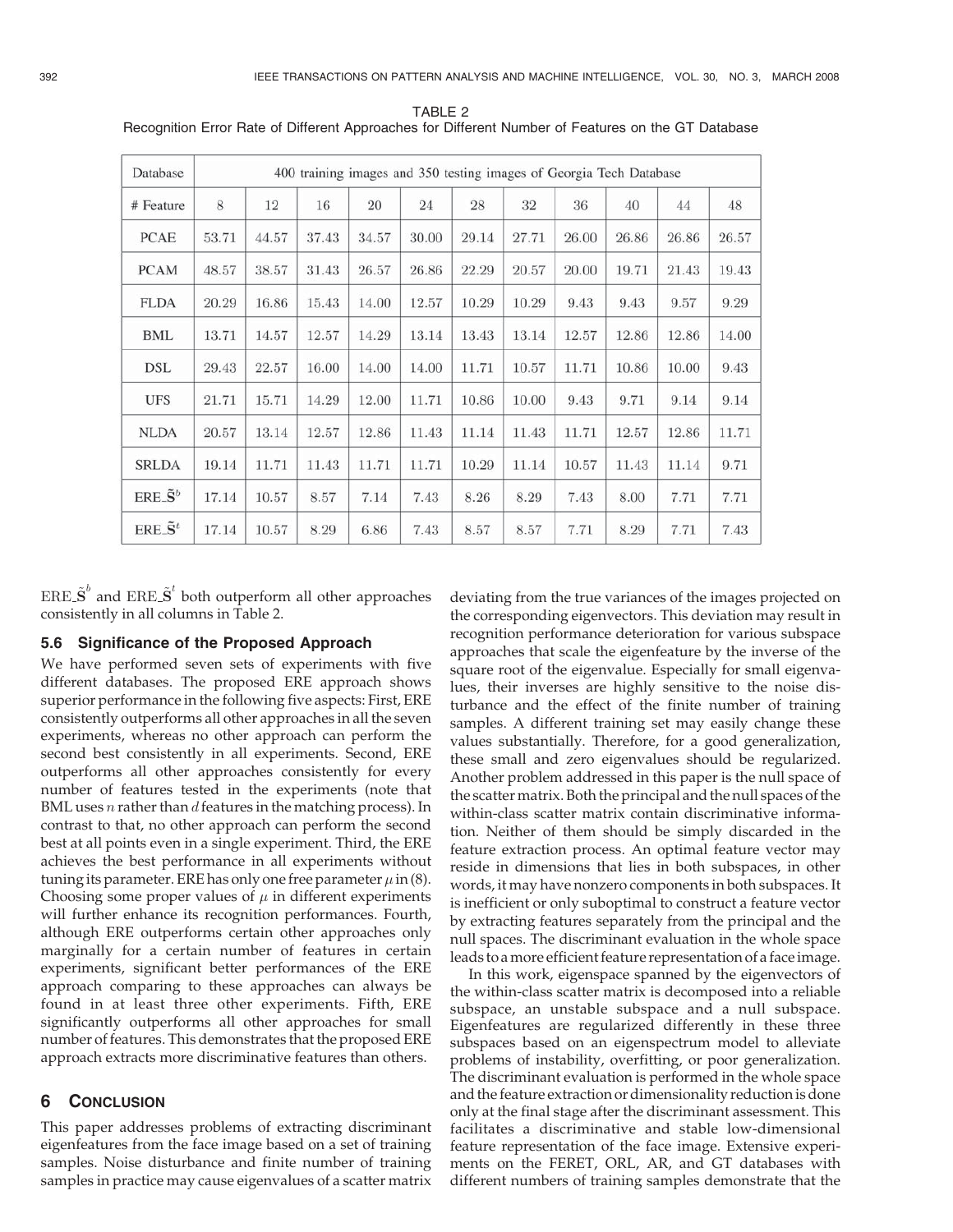TABLE 2
Recognition Error Rate of Different Approaches for Different Number of Features on the GT Database

| Database | 400 training images and 350 testing images of Georgia Tech Database | | | | | | | | | | |
|---|---|---|---|---|---|---|---|---|---|---|---|
| # Feature | 8 | 12 | 16 | 20 | 24 | 28 | 32 | 36 | 40 | 44 | 48 |
| PCAE | 53.71 | 44.57 | 37.43 | 34.57 | 30.00 | 29.14 | 27.71 | 26.00 | 26.86 | 26.86 | 26.57 |
| PCAM | 48.57 | 38.57 | 31.43 | 26.57 | 26.86 | 22.29 | 20.57 | 20.00 | 19.71 | 21.43 | 19.43 |
| FLDA | 20.29 | 16.86 | 15.43 | 14.00 | 12.57 | 10.29 | 10.29 | 9.43 | 9.43 | 9.57 | 9.29 |
| BML | 13.71 | 14.57 | 12.57 | 14.29 | 13.14 | 13.43 | 13.14 | 12.57 | 12.86 | 12.86 | 14.00 |
| DSL | 29.43 | 22.57 | 16.00 | 14.00 | 14.00 | 11.71 | 10.57 | 11.71 | 10.86 | 10.00 | 9.43 |
| UFS | 21.71 | 15.71 | 14.29 | 12.00 | 11.71 | 10.86 | 10.00 | 9.43 | 9.71 | 9.14 | 9.14 |
| NLDA | 20.57 | 13.14 | 12.57 | 12.86 | 11.43 | 11.14 | 11.43 | 11.71 | 12.57 | 12.86 | 11.71 |
| SRLDA | 19.14 | 11.71 | 11.43 | 11.71 | 11.71 | 10.29 | 11.14 | 10.57 | 11.43 | 11.14 | 9.71 |
| ERE_$\tilde{\mathbf{S}}^b$ | 17.14 | 10.57 | 8.57 | 7.14 | 7.43 | 8.26 | 8.29 | 7.43 | 8.00 | 7.71 | 7.71 |
| ERE_$\tilde{\mathbf{S}}^t$ | 17.14 | 10.57 | 8.29 | 6.86 | 7.43 | 8.57 | 8.57 | 7.71 | 8.29 | 7.71 | 7.43 |

ERE_$\tilde{\mathbf{S}}^b$ and ERE_$\tilde{\mathbf{S}}^t$ both outperform all other approaches consistently in all columns in Table 2.

### 5.6 Significance of the Proposed Approach

We have performed seven sets of experiments with five different databases. The proposed ERE approach shows superior performance in the following five aspects: First, ERE consistently outperforms all other approaches in all the seven experiments, whereas no other approach can perform the second best consistently in all experiments. Second, ERE outperforms all other approaches consistently for every number of features tested in the experiments (note that BML uses $n$ rather than $d$ features in the matching process). In contrast to that, no other approach can perform the second best at all points even in a single experiment. Third, the ERE achieves the best performance in all experiments without tuning its parameter. ERE has only one free parameter $\mu$ in (8). Choosing some proper values of $\mu$ in different experiments will further enhance its recognition performances. Fourth, although ERE outperforms certain other approaches only marginally for a certain number of features in certain experiments, significant better performances of the ERE approach comparing to these approaches can always be found in at least three other experiments. Fifth, ERE significantly outperforms all other approaches for small number of features. This demonstrates that the proposed ERE approach extracts more discriminative features than others.

## 6 Conclusion

This paper addresses problems of extracting discriminant eigenfeatures from the face image based on a set of training samples. Noise disturbance and finite number of training samples in practice may cause eigenvalues of a scatter matrix deviating from the true variances of the images projected on the corresponding eigenvectors. This deviation may result in recognition performance deterioration for various subspace approaches that scale the eigenfeature by the inverse of the square root of the eigenvalue. Especially for small eigenvalues, their inverses are highly sensitive to the noise disturbance and the effect of the finite number of training samples. A different training set may easily change these values substantially. Therefore, for a good generalization, these small and zero eigenvalues should be regularized. Another problem addressed in this paper is the null space of the scatter matrix. Both the principal and the null spaces of the within-class scatter matrix contain discriminative information. Neither of them should be simply discarded in the feature extraction process. An optimal feature vector may reside in dimensions that lies in both subspaces, in other words, it may have nonzero components in both subspaces. It is inefficient or only suboptimal to construct a feature vector by extracting features separately from the principal and the null spaces. The discriminant evaluation in the whole space leads to a more efficient feature representation of a face image.

In this work, eigenspace spanned by the eigenvectors of the within-class scatter matrix is decomposed into a reliable subspace, an unstable subspace and a null subspace. Eigenfeatures are regularized differently in these three subspaces based on an eigenspectrum model to alleviate problems of instability, overfitting, or poor generalization. The discriminant evaluation is performed in the whole space and the feature extraction or dimensionality reduction is done only at the final stage after the discriminant assessment. This facilitates a discriminative and stable low-dimensional feature representation of the face image. Extensive experiments on the FERET, ORL, AR, and GT databases with different numbers of training samples demonstrate that the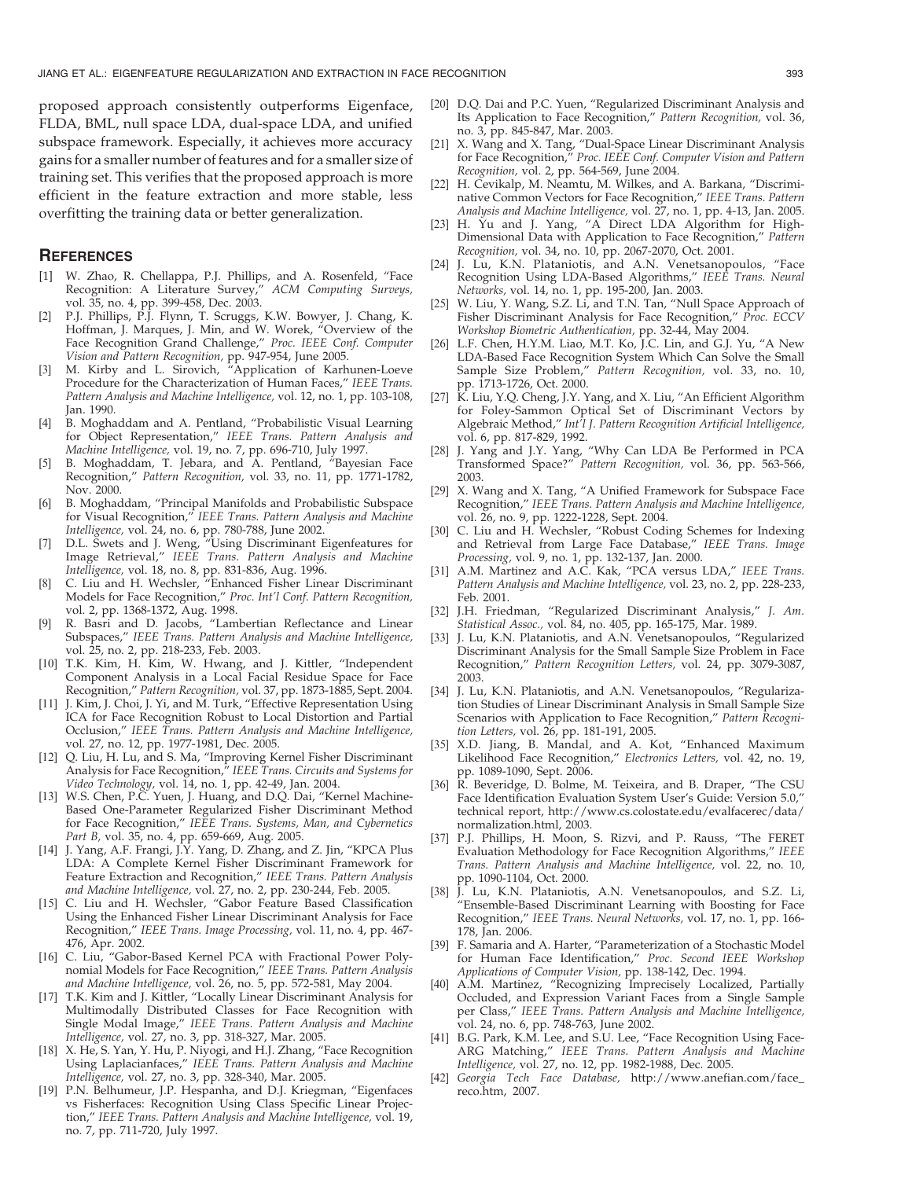proposed approach consistently outperforms Eigenface, FLDA, BML, null space LDA, dual-space LDA, and unified subspace framework. Especially, it achieves more accuracy gains for a smaller number of features and for a smaller size of training set. This verifies that the proposed approach is more efficient in the feature extraction and more stable, less overfitting the training data or better generalization.

## References

[1] W. Zhao, R. Chellappa, P.J. Phillips, and A. Rosenfeld, "Face Recognition: A Literature Survey," *ACM Computing Surveys,* vol. 35, no. 4, pp. 399-458, Dec. 2003.

[2] P.J. Phillips, P.J. Flynn, T. Scruggs, K.W. Bowyer, J. Chang, K. Hoffman, J. Marques, J. Min, and W. Worek, "Overview of the Face Recognition Grand Challenge," *Proc. IEEE Conf. Computer Vision and Pattern Recognition,* pp. 947-954, June 2005.

[3] M. Kirby and L. Sirovich, "Application of Karhunen-Loeve Procedure for the Characterization of Human Faces," *IEEE Trans. Pattern Analysis and Machine Intelligence,* vol. 12, no. 1, pp. 103-108, Jan. 1990.

[4] B. Moghaddam and A. Pentland, "Probabilistic Visual Learning for Object Representation," *IEEE Trans. Pattern Analysis and Machine Intelligence,* vol. 19, no. 7, pp. 696-710, July 1997.

[5] B. Moghaddam, T. Jebara, and A. Pentland, "Bayesian Face Recognition," *Pattern Recognition,* vol. 33, no. 11, pp. 1771-1782, Nov. 2000.

[6] B. Moghaddam, "Principal Manifolds and Probabilistic Subspace for Visual Recognition," *IEEE Trans. Pattern Analysis and Machine Intelligence,* vol. 24, no. 6, pp. 780-788, June 2002.

[7] D.L. Swets and J. Weng, "Using Discriminant Eigenfeatures for Image Retrieval," *IEEE Trans. Pattern Analysis and Machine Intelligence,* vol. 18, no. 8, pp. 831-836, Aug. 1996.

[8] C. Liu and H. Wechsler, "Enhanced Fisher Linear Discriminant Models for Face Recognition," *Proc. Int'l Conf. Pattern Recognition,* vol. 2, pp. 1368-1372, Aug. 1998.

[9] R. Basri and D. Jacobs, "Lambertian Reflectance and Linear Subspaces," *IEEE Trans. Pattern Analysis and Machine Intelligence,* vol. 25, no. 2, pp. 218-233, Feb. 2003.

[10] T.K. Kim, H. Kim, W. Hwang, and J. Kittler, "Independent Component Analysis in a Local Facial Residue Space for Face Recognition," *Pattern Recognition,* vol. 37, pp. 1873-1885, Sept. 2004.

[11] J. Kim, J. Choi, J. Yi, and M. Turk, "Effective Representation Using ICA for Face Recognition Robust to Local Distortion and Partial Occlusion," *IEEE Trans. Pattern Analysis and Machine Intelligence,* vol. 27, no. 12, pp. 1977-1981, Dec. 2005.

[12] Q. Liu, H. Lu, and S. Ma, "Improving Kernel Fisher Discriminant Analysis for Face Recognition," *IEEE Trans. Circuits and Systems for Video Technology,* vol. 14, no. 1, pp. 42-49, Jan. 2004.

[13] W.S. Chen, P.C. Yuen, J. Huang, and D.Q. Dai, "Kernel Machine-Based One-Parameter Regularized Fisher Discriminant Method for Face Recognition," *IEEE Trans. Systems, Man, and Cybernetics Part B,* vol. 35, no. 4, pp. 659-669, Aug. 2005.

[14] J. Yang, A.F. Frangi, J.Y. Yang, D. Zhang, and Z. Jin, "KPCA Plus LDA: A Complete Kernel Fisher Discriminant Framework for Feature Extraction and Recognition," *IEEE Trans. Pattern Analysis and Machine Intelligence,* vol. 27, no. 2, pp. 230-244, Feb. 2005.

[15] C. Liu and H. Wechsler, "Gabor Feature Based Classification Using the Enhanced Fisher Linear Discriminant Analysis for Face Recognition," *IEEE Trans. Image Processing,* vol. 11, no. 4, pp. 467-476, Apr. 2002.

[16] C. Liu, "Gabor-Based Kernel PCA with Fractional Power Polynomial Models for Face Recognition," *IEEE Trans. Pattern Analysis and Machine Intelligence,* vol. 26, no. 5, pp. 572-581, May 2004.

[17] T.K. Kim and J. Kittler, "Locally Linear Discriminant Analysis for Multimodally Distributed Classes for Face Recognition with Single Modal Image," *IEEE Trans. Pattern Analysis and Machine Intelligence,* vol. 27, no. 3, pp. 318-327, Mar. 2005.

[18] X. He, S. Yan, Y. Hu, P. Niyogi, and H.J. Zhang, "Face Recognition Using Laplacianfaces," *IEEE Trans. Pattern Analysis and Machine Intelligence,* vol. 27, no. 3, pp. 328-340, Mar. 2005.

[19] P.N. Belhumeur, J.P. Hespanha, and D.J. Kriegman, "Eigenfaces vs Fisherfaces: Recognition Using Class Specific Linear Projection," *IEEE Trans. Pattern Analysis and Machine Intelligence,* vol. 19, no. 7, pp. 711-720, July 1997.

[20] D.Q. Dai and P.C. Yuen, "Regularized Discriminant Analysis and Its Application to Face Recognition," *Pattern Recognition,* vol. 36, no. 3, pp. 845-847, Mar. 2003.

[21] X. Wang and X. Tang, "Dual-Space Linear Discriminant Analysis for Face Recognition," *Proc. IEEE Conf. Computer Vision and Pattern Recognition,* vol. 2, pp. 564-569, June 2004.

[22] H. Cevikalp, M. Neamtu, M. Wilkes, and A. Barkana, "Discriminative Common Vectors for Face Recognition," *IEEE Trans. Pattern Analysis and Machine Intelligence,* vol. 27, no. 1, pp. 4-13, Jan. 2005.

[23] H. Yu and J. Yang, "A Direct LDA Algorithm for High-Dimensional Data with Application to Face Recognition," *Pattern Recognition,* vol. 34, no. 10, pp. 2067-2070, Oct. 2001.

[24] J. Lu, K.N. Plataniotis, and A.N. Venetsanopoulos, "Face Recognition Using LDA-Based Algorithms," *IEEE Trans. Neural Networks,* vol. 14, no. 1, pp. 195-200, Jan. 2003.

[25] W. Liu, Y. Wang, S.Z. Li, and T.N. Tan, "Null Space Approach of Fisher Discriminant Analysis for Face Recognition," *Proc. ECCV Workshop Biometric Authentication,* pp. 32-44, May 2004.

[26] L.F. Chen, H.Y.M. Liao, M.T. Ko, J.C. Lin, and G.J. Yu, "A New LDA-Based Face Recognition System Which Can Solve the Small Sample Size Problem," *Pattern Recognition,* vol. 33, no. 10, pp. 1713-1726, Oct. 2000.

[27] K. Liu, Y.Q. Cheng, J.Y. Yang, and X. Liu, "An Efficient Algorithm for Foley-Sammon Optical Set of Discriminant Vectors by Algebraic Method," *Int'l J. Pattern Recognition Artificial Intelligence,* vol. 6, pp. 817-829, 1992.

[28] J. Yang and J.Y. Yang, "Why Can LDA Be Performed in PCA Transformed Space?" *Pattern Recognition,* vol. 36, pp. 563-566, 2003.

[29] X. Wang and X. Tang, "A Unified Framework for Subspace Face Recognition," *IEEE Trans. Pattern Analysis and Machine Intelligence,* vol. 26, no. 9, pp. 1222-1228, Sept. 2004.

[30] C. Liu and H. Wechsler, "Robust Coding Schemes for Indexing and Retrieval from Large Face Database," *IEEE Trans. Image Processing,* vol. 9, no. 1, pp. 132-137, Jan. 2000.

[31] A.M. Martinez and A.C. Kak, "PCA versus LDA," *IEEE Trans. Pattern Analysis and Machine Intelligence,* vol. 23, no. 2, pp. 228-233, Feb. 2001.

[32] J.H. Friedman, "Regularized Discriminant Analysis," *J. Am. Statistical Assoc.,* vol. 84, no. 405, pp. 165-175, Mar. 1989.

[33] J. Lu, K.N. Plataniotis, and A.N. Venetsanopoulos, "Regularized Discriminant Analysis for the Small Sample Size Problem in Face Recognition," *Pattern Recognition Letters,* vol. 24, pp. 3079-3087, 2003.

[34] J. Lu, K.N. Plataniotis, and A.N. Venetsanopoulos, "Regularization Studies of Linear Discriminant Analysis in Small Sample Size Scenarios with Application to Face Recognition," *Pattern Recognition Letters,* vol. 26, pp. 181-191, 2005.

[35] X.D. Jiang, B. Mandal, and A. Kot, "Enhanced Maximum Likelihood Face Recognition," *Electronics Letters,* vol. 42, no. 19, pp. 1089-1090, Sept. 2006.

[36] R. Beveridge, D. Bolme, M. Teixeira, and B. Draper, "The CSU Face Identification Evaluation System User's Guide: Version 5.0," technical report, http://www.cs.colostate.edu/evalfacerec/data/normalization.html, 2003.

[37] P.J. Phillips, H. Moon, S. Rizvi, and P. Rauss, "The FERET Evaluation Methodology for Face Recognition Algorithms," *IEEE Trans. Pattern Analysis and Machine Intelligence,* vol. 22, no. 10, pp. 1090-1104, Oct. 2000.

[38] J. Lu, K.N. Plataniotis, A.N. Venetsanopoulos, and S.Z. Li, "Ensemble-Based Discriminant Learning with Boosting for Face Recognition," *IEEE Trans. Neural Networks,* vol. 17, no. 1, pp. 166-178, Jan. 2006.

[39] F. Samaria and A. Harter, "Parameterization of a Stochastic Model for Human Face Identification," *Proc. Second IEEE Workshop Applications of Computer Vision,* pp. 138-142, Dec. 1994.

[40] A.M. Martinez, "Recognizing Imprecisely Localized, Partially Occluded, and Expression Variant Faces from a Single Sample per Class," *IEEE Trans. Pattern Analysis and Machine Intelligence,* vol. 24, no. 6, pp. 748-763, June 2002.

[41] B.G. Park, K.M. Lee, and S.U. Lee, "Face Recognition Using Face-ARG Matching," *IEEE Trans. Pattern Analysis and Machine Intelligence,* vol. 27, no. 12, pp. 1982-1988, Dec. 2005.

[42] *Georgia Tech Face Database,* http://www.anefian.com/face_reco.htm, 2007.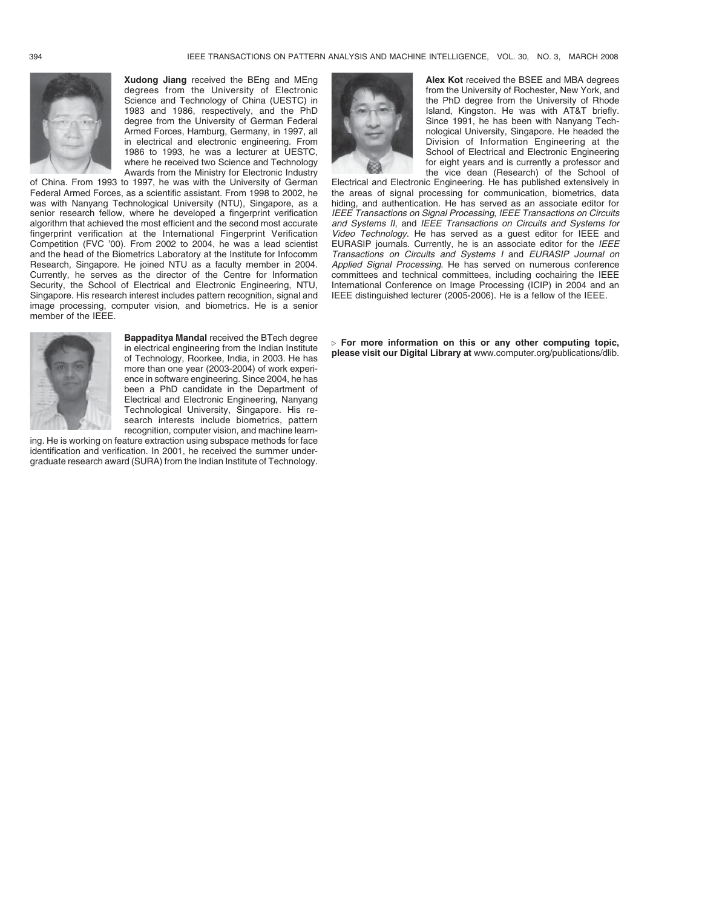**Xudong Jiang** received the BEng and MEng degrees from the University of Electronic Science and Technology of China (UESTC) in 1983 and 1986, respectively, and the PhD degree from the University of German Federal Armed Forces, Hamburg, Germany, in 1997, all in electrical and electronic engineering. From 1986 to 1993, he was a lecturer at UESTC, where he received two Science and Technology Awards from the Ministry for Electronic Industry of China. From 1993 to 1997, he was with the University of German Federal Armed Forces, as a scientific assistant. From 1998 to 2002, he was with Nanyang Technological University (NTU), Singapore, as a senior research fellow, where he developed a fingerprint verification algorithm that achieved the most efficient and the second most accurate fingerprint verification at the International Fingerprint Verification Competition (FVC '00). From 2002 to 2004, he was a lead scientist and the head of the Biometrics Laboratory at the Institute for Infocomm Research, Singapore. He joined NTU as a faculty member in 2004. Currently, he serves as the director of the Centre for Information Security, the School of Electrical and Electronic Engineering, NTU, Singapore. His research interest includes pattern recognition, signal and image processing, computer vision, and biometrics. He is a senior member of the IEEE.

**Bappaditya Mandal** received the BTech degree in electrical engineering from the Indian Institute of Technology, Roorkee, India, in 2003. He has more than one year (2003-2004) of work experience in software engineering. Since 2004, he has been a PhD candidate in the Department of Electrical and Electronic Engineering, Nanyang Technological University, Singapore. His research interests include biometrics, pattern recognition, computer vision, and machine learning. He is working on feature extraction using subspace methods for face identification and verification. In 2001, he received the summer undergraduate research award (SURA) from the Indian Institute of Technology.

**Alex Kot** received the BSEE and MBA degrees from the University of Rochester, New York, and the PhD degree from the University of Rhode Island, Kingston. He was with AT&T briefly. Since 1991, he has been with Nanyang Technological University, Singapore. He headed the Division of Information Engineering at the School of Electrical and Electronic Engineering for eight years and is currently a professor and the vice dean (Research) of the School of Electrical and Electronic Engineering. He has published extensively in the areas of signal processing for communication, biometrics, data hiding, and authentication. He has served as an associate editor for *IEEE Transactions on Signal Processing*, *IEEE Transactions on Circuits and Systems II*, and *IEEE Transactions on Circuits and Systems for Video Technology*. He has served as a guest editor for IEEE and EURASIP journals. Currently, he is an associate editor for the *IEEE Transactions on Circuits and Systems I* and *EURASIP Journal on Applied Signal Processing*. He has served on numerous conference committees and technical committees, including cochairing the IEEE International Conference on Image Processing (ICIP) in 2004 and an IEEE distinguished lecturer (2005-2006). He is a fellow of the IEEE.

▷ **For more information on this or any other computing topic, please visit our Digital Library at** www.computer.org/publications/dlib.